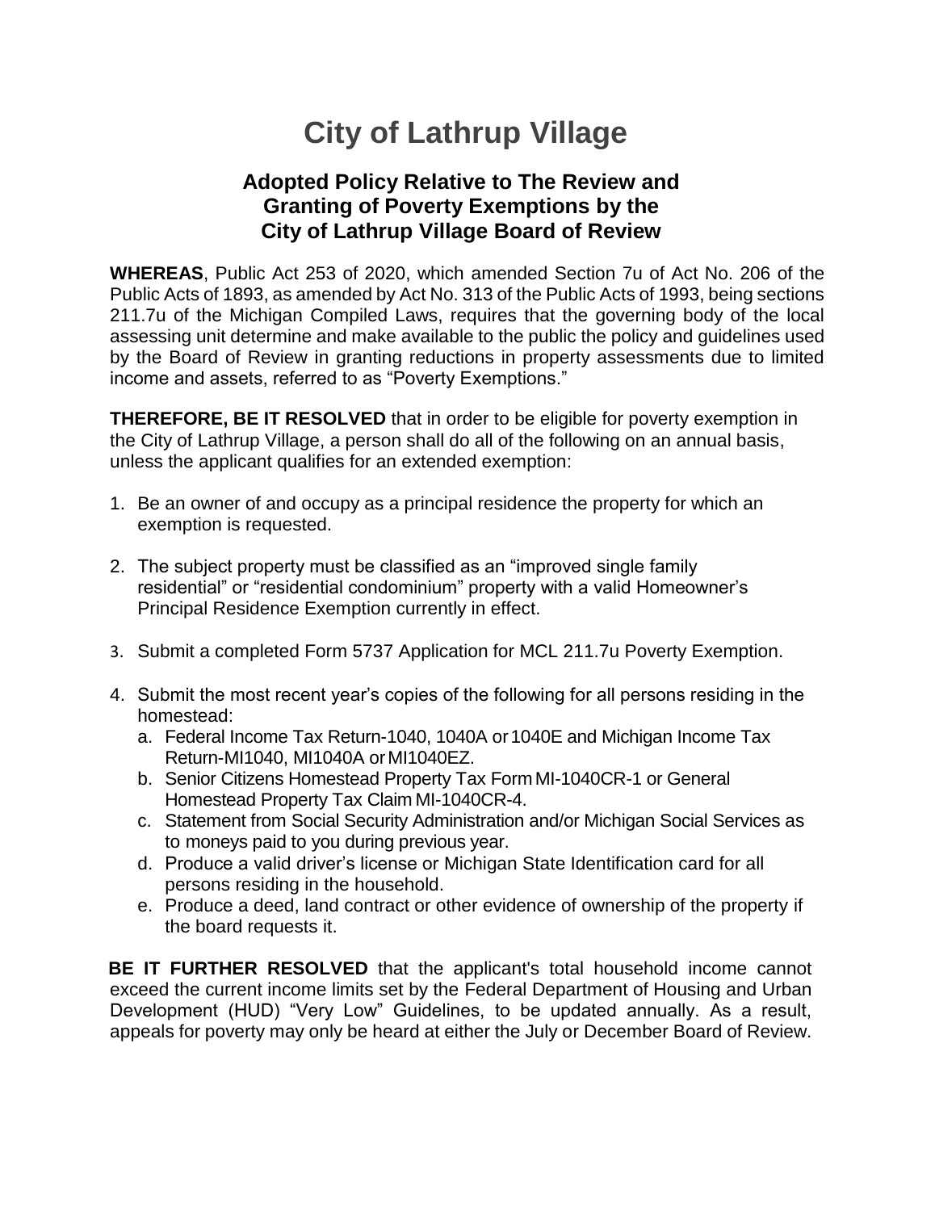# City of Lathrup Village

## Adopted Policy Relative to The Review and Granting of Poverty Exemptions by the City of Lathrup Village Board of Review

**WHEREAS**, Public Act 253 of 2020, which amended Section 7u of Act No. 206 of the Public Acts of 1893, as amended by Act No. 313 of the Public Acts of 1993, being sections 211.7u of the Michigan Compiled Laws, requires that the governing body of the local assessing unit determine and make available to the public the policy and guidelines used by the Board of Review in granting reductions in property assessments due to limited income and assets, referred to as "Poverty Exemptions."

**THEREFORE, BE IT RESOLVED** that in order to be eligible for poverty exemption in the City of Lathrup Village, a person shall do all of the following on an annual basis, unless the applicant qualifies for an extended exemption:

1. Be an owner of and occupy as a principal residence the property for which an exemption is requested.
2. The subject property must be classified as an "improved single family residential" or "residential condominium" property with a valid Homeowner's Principal Residence Exemption currently in effect.
3. Submit a completed Form 5737 Application for MCL 211.7u Poverty Exemption.
4. Submit the most recent year's copies of the following for all persons residing in the homestead:
   a. Federal Income Tax Return-1040, 1040A or 1040E and Michigan Income Tax Return-MI1040, MI1040A or MI1040EZ.
   b. Senior Citizens Homestead Property Tax Form MI-1040CR-1 or General Homestead Property Tax Claim MI-1040CR-4.
   c. Statement from Social Security Administration and/or Michigan Social Services as to moneys paid to you during previous year.
   d. Produce a valid driver's license or Michigan State Identification card for all persons residing in the household.
   e. Produce a deed, land contract or other evidence of ownership of the property if the board requests it.

**BE IT FURTHER RESOLVED** that the applicant's total household income cannot exceed the current income limits set by the Federal Department of Housing and Urban Development (HUD) "Very Low" Guidelines, to be updated annually. As a result, appeals for poverty may only be heard at either the July or December Board of Review.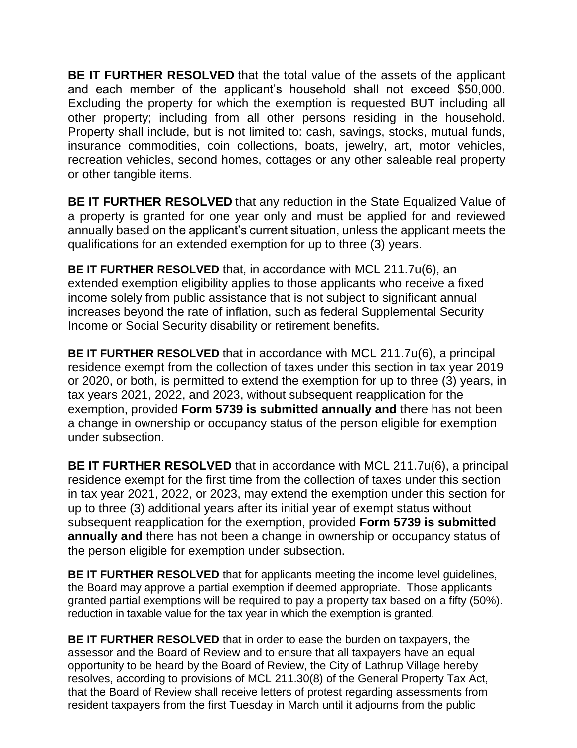**BE IT FURTHER RESOLVED** that the total value of the assets of the applicant and each member of the applicant's household shall not exceed $50,000. Excluding the property for which the exemption is requested BUT including all other property; including from all other persons residing in the household. Property shall include, but is not limited to: cash, savings, stocks, mutual funds, insurance commodities, coin collections, boats, jewelry, art, motor vehicles, recreation vehicles, second homes, cottages or any other saleable real property or other tangible items.

**BE IT FURTHER RESOLVED** that any reduction in the State Equalized Value of a property is granted for one year only and must be applied for and reviewed annually based on the applicant's current situation, unless the applicant meets the qualifications for an extended exemption for up to three (3) years.

**BE IT FURTHER RESOLVED** that, in accordance with MCL 211.7u(6), an extended exemption eligibility applies to those applicants who receive a fixed income solely from public assistance that is not subject to significant annual increases beyond the rate of inflation, such as federal Supplemental Security Income or Social Security disability or retirement benefits.

**BE IT FURTHER RESOLVED** that in accordance with MCL 211.7u(6), a principal residence exempt from the collection of taxes under this section in tax year 2019 or 2020, or both, is permitted to extend the exemption for up to three (3) years, in tax years 2021, 2022, and 2023, without subsequent reapplication for the exemption, provided **Form 5739 is submitted annually and** there has not been a change in ownership or occupancy status of the person eligible for exemption under subsection.

**BE IT FURTHER RESOLVED** that in accordance with MCL 211.7u(6), a principal residence exempt for the first time from the collection of taxes under this section in tax year 2021, 2022, or 2023, may extend the exemption under this section for up to three (3) additional years after its initial year of exempt status without subsequent reapplication for the exemption, provided **Form 5739 is submitted annually and** there has not been a change in ownership or occupancy status of the person eligible for exemption under subsection.

**BE IT FURTHER RESOLVED** that for applicants meeting the income level guidelines, the Board may approve a partial exemption if deemed appropriate. Those applicants granted partial exemptions will be required to pay a property tax based on a fifty (50%). reduction in taxable value for the tax year in which the exemption is granted.

**BE IT FURTHER RESOLVED** that in order to ease the burden on taxpayers, the assessor and the Board of Review and to ensure that all taxpayers have an equal opportunity to be heard by the Board of Review, the City of Lathrup Village hereby resolves, according to provisions of MCL 211.30(8) of the General Property Tax Act, that the Board of Review shall receive letters of protest regarding assessments from resident taxpayers from the first Tuesday in March until it adjourns from the public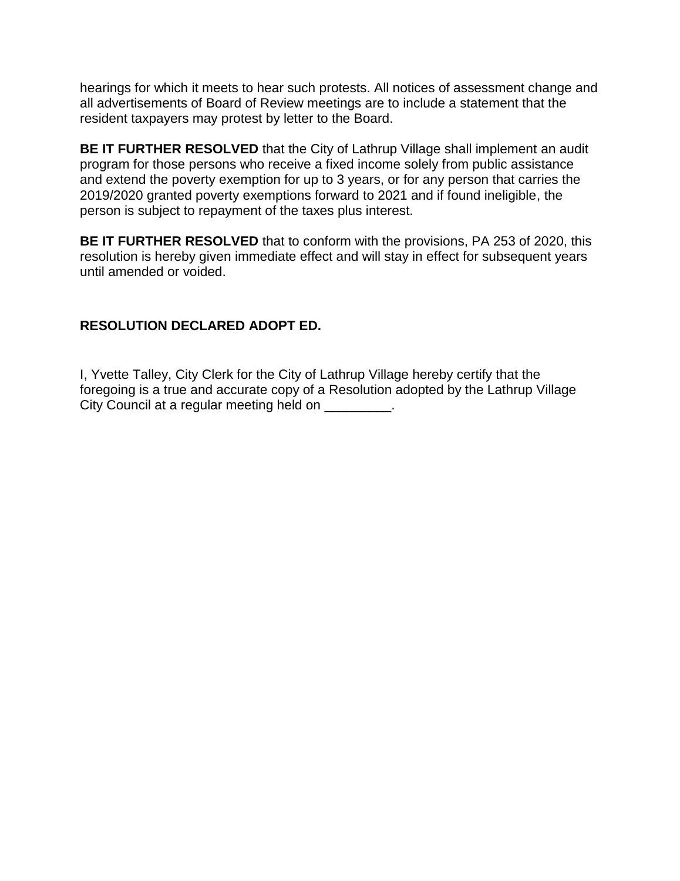hearings for which it meets to hear such protests. All notices of assessment change and all advertisements of Board of Review meetings are to include a statement that the resident taxpayers may protest by letter to the Board.

**BE IT FURTHER RESOLVED** that the City of Lathrup Village shall implement an audit program for those persons who receive a fixed income solely from public assistance and extend the poverty exemption for up to 3 years, or for any person that carries the 2019/2020 granted poverty exemptions forward to 2021 and if found ineligible, the person is subject to repayment of the taxes plus interest.

**BE IT FURTHER RESOLVED** that to conform with the provisions, PA 253 of 2020, this resolution is hereby given immediate effect and will stay in effect for subsequent years until amended or voided.

**RESOLUTION DECLARED ADOPT ED.**

I, Yvette Talley, City Clerk for the City of Lathrup Village hereby certify that the foregoing is a true and accurate copy of a Resolution adopted by the Lathrup Village City Council at a regular meeting held on _________.